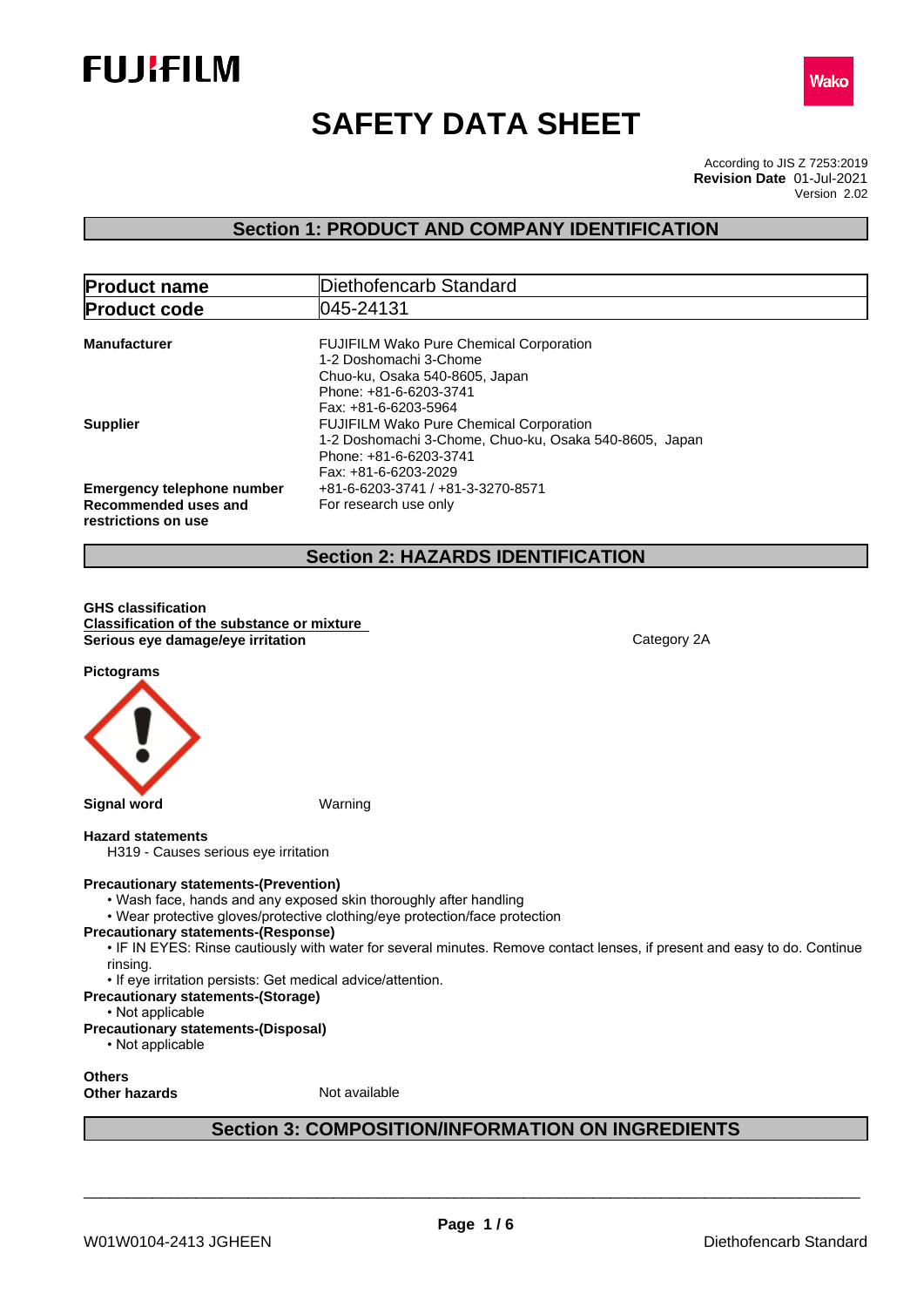# SAFETY DATA SHEET

According to JIS Z 7253:2019
**Revision Date** 01-Jul-2021
Version 2.02

## Section 1: PRODUCT AND COMPANY IDENTIFICATION

| **Product name** | Diethofencarb Standard |
|---|---|
| **Product code** | 045-24131 |

**Manufacturer**
FUJIFILM Wako Pure Chemical Corporation
1-2 Doshomachi 3-Chome
Chuo-ku, Osaka 540-8605, Japan
Phone: +81-6-6203-3741
Fax: +81-6-6203-5964

**Supplier**
FUJIFILM Wako Pure Chemical Corporation
1-2 Doshomachi 3-Chome, Chuo-ku, Osaka 540-8605, Japan
Phone: +81-6-6203-3741
Fax: +81-6-6203-2029

**Emergency telephone number** +81-6-6203-3741 / +81-3-3270-8571

**Recommended uses and restrictions on use** For research use only

## Section 2: HAZARDS IDENTIFICATION

**GHS classification**
**Classification of the substance or mixture**
**Serious eye damage/eye irritation** Category 2A

**Pictograms**

**Signal word** Warning

**Hazard statements**
H319 - Causes serious eye irritation

**Precautionary statements-(Prevention)**
- Wash face, hands and any exposed skin thoroughly after handling
- Wear protective gloves/protective clothing/eye protection/face protection

**Precautionary statements-(Response)**
- IF IN EYES: Rinse cautiously with water for several minutes. Remove contact lenses, if present and easy to do. Continue rinsing.
- If eye irritation persists: Get medical advice/attention.

**Precautionary statements-(Storage)**
- Not applicable

**Precautionary statements-(Disposal)**
- Not applicable

**Others**
**Other hazards** Not available

## Section 3: COMPOSITION/INFORMATION ON INGREDIENTS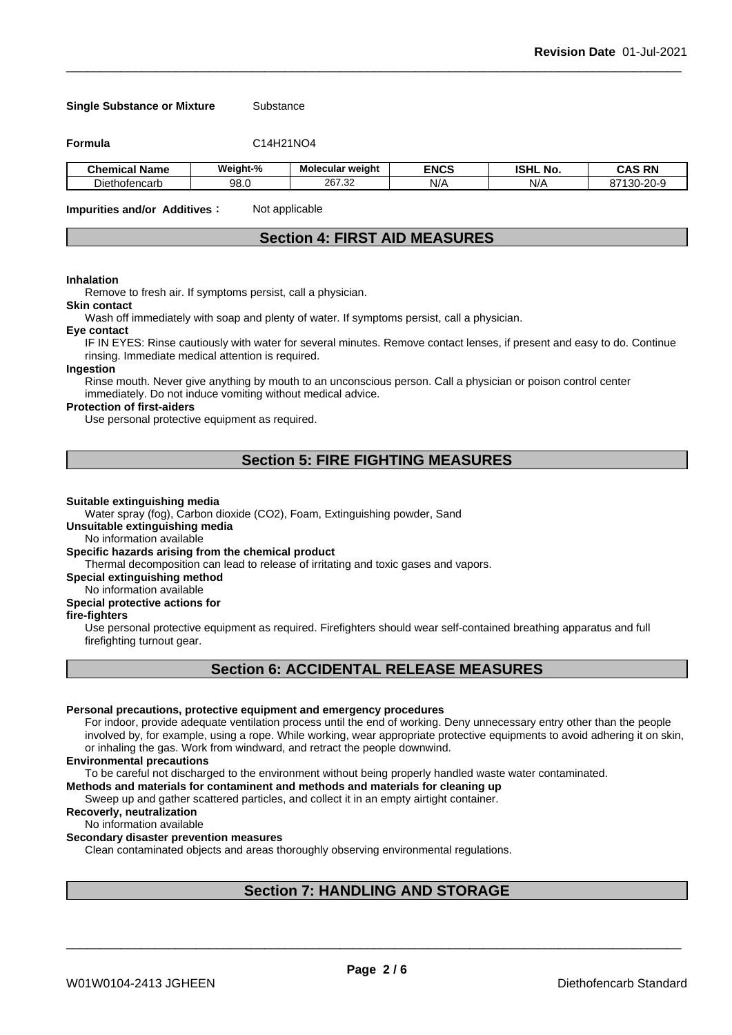**Single Substance or Mixture** Substance

**Formula** $C_{14}H_{21}NO_4$

| Chemical Name | Weight-% | Molecular weight | ENCS | ISHL No. | CAS RN |
|---|---|---|---|---|---|
| Diethofencarb | 98.0 | 267.32 | N/A | N/A | 87130-20-9 |

**Impurities and/or Additives**: Not applicable

## Section 4: FIRST AID MEASURES

**Inhalation**

Remove to fresh air. If symptoms persist, call a physician.

**Skin contact**

Wash off immediately with soap and plenty of water. If symptoms persist, call a physician.

**Eye contact**

IF IN EYES: Rinse cautiously with water for several minutes. Remove contact lenses, if present and easy to do. Continue rinsing. Immediate medical attention is required.

**Ingestion**

Rinse mouth. Never give anything by mouth to an unconscious person. Call a physician or poison control center immediately. Do not induce vomiting without medical advice.

**Protection of first-aiders**

Use personal protective equipment as required.

## Section 5: FIRE FIGHTING MEASURES

**Suitable extinguishing media**

Water spray (fog), Carbon dioxide ($CO_2$), Foam, Extinguishing powder, Sand

**Unsuitable extinguishing media**

No information available

**Specific hazards arising from the chemical product**

Thermal decomposition can lead to release of irritating and toxic gases and vapors.

**Special extinguishing method**

No information available

**Special protective actions for fire-fighters**

Use personal protective equipment as required. Firefighters should wear self-contained breathing apparatus and full firefighting turnout gear.

## Section 6: ACCIDENTAL RELEASE MEASURES

**Personal precautions, protective equipment and emergency procedures**

For indoor, provide adequate ventilation process until the end of working. Deny unnecessary entry other than the people involved by, for example, using a rope. While working, wear appropriate protective equipments to avoid adhering it on skin, or inhaling the gas. Work from windward, and retract the people downwind.

**Environmental precautions**

To be careful not discharged to the environment without being properly handled waste water contaminated.

**Methods and materials for contaminent and methods and materials for cleaning up**

Sweep up and gather scattered particles, and collect it in an empty airtight container.

**Recoverly, neutralization**

No information available

**Secondary disaster prevention measures**

Clean contaminated objects and areas thoroughly observing environmental regulations.

## Section 7: HANDLING AND STORAGE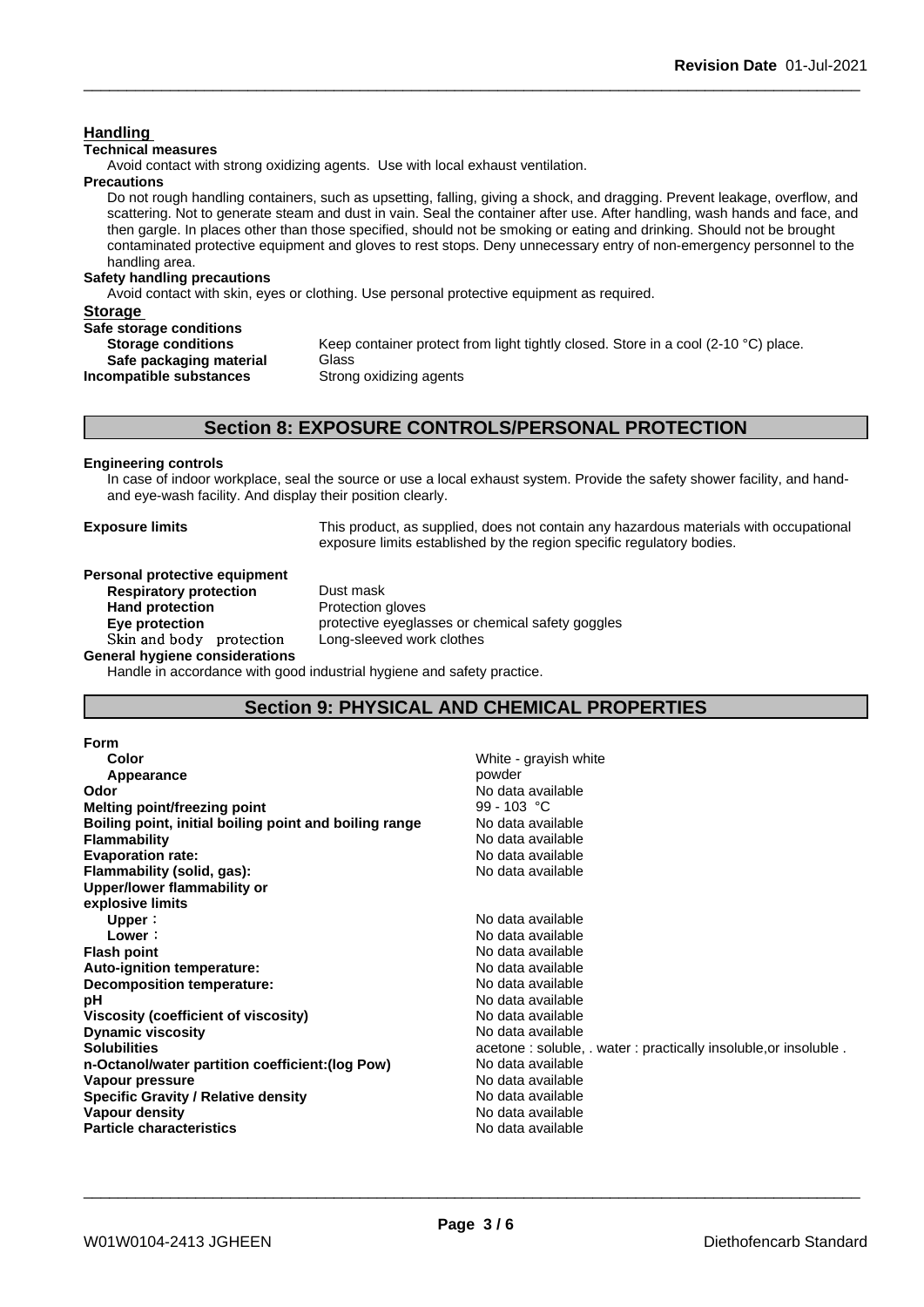**Handling**

**Technical measures**

Avoid contact with strong oxidizing agents. Use with local exhaust ventilation.

**Precautions**

Do not rough handling containers, such as upsetting, falling, giving a shock, and dragging. Prevent leakage, overflow, and scattering. Not to generate steam and dust in vain. Seal the container after use. After handling, wash hands and face, and then gargle. In places other than those specified, should not be smoking or eating and drinking. Should not be brought contaminated protective equipment and gloves to rest stops. Deny unnecessary entry of non-emergency personnel to the handling area.

**Safety handling precautions**

Avoid contact with skin, eyes or clothing. Use personal protective equipment as required.

**Storage**

**Safe storage conditions**

| | |
|---|---|
| **Storage conditions** | Keep container protect from light tightly closed. Store in a cool (2-10 °C) place. |
| **Safe packaging material** | Glass |
| **Incompatible substances** | Strong oxidizing agents |

## Section 8: EXPOSURE CONTROLS/PERSONAL PROTECTION

**Engineering controls**

In case of indoor workplace, seal the source or use a local exhaust system. Provide the safety shower facility, and hand- and eye-wash facility. And display their position clearly.

**Exposure limits** This product, as supplied, does not contain any hazardous materials with occupational exposure limits established by the region specific regulatory bodies.

**Personal protective equipment**

| | |
|---|---|
| **Respiratory protection** | Dust mask |
| **Hand protection** | Protection gloves |
| **Eye protection** | protective eyeglasses or chemical safety goggles |
| **Skin and body protection** | Long-sleeved work clothes |

**General hygiene considerations**

Handle in accordance with good industrial hygiene and safety practice.

## Section 9: PHYSICAL AND CHEMICAL PROPERTIES

| | |
|---|---|
| **Form** | |
| **Color** | White - grayish white |
| **Appearance** | powder |
| **Odor** | No data available |
| **Melting point/freezing point** | 99 - 103 °C |
| **Boiling point, initial boiling point and boiling range** | No data available |
| **Flammability** | No data available |
| **Evaporation rate:** | No data available |
| **Flammability (solid, gas):** | No data available |
| **Upper/lower flammability or explosive limits** | |
| **Upper**： | No data available |
| **Lower**： | No data available |
| **Flash point** | No data available |
| **Auto-ignition temperature:** | No data available |
| **Decomposition temperature:** | No data available |
| **pH** | No data available |
| **Viscosity (coefficient of viscosity)** | No data available |
| **Dynamic viscosity** | No data available |
| **Solubilities** | acetone : soluble, . water : practically insoluble,or insoluble . |
| **n-Octanol/water partition coefficient:(log Pow)** | No data available |
| **Vapour pressure** | No data available |
| **Specific Gravity / Relative density** | No data available |
| **Vapour density** | No data available |
| **Particle characteristics** | No data available |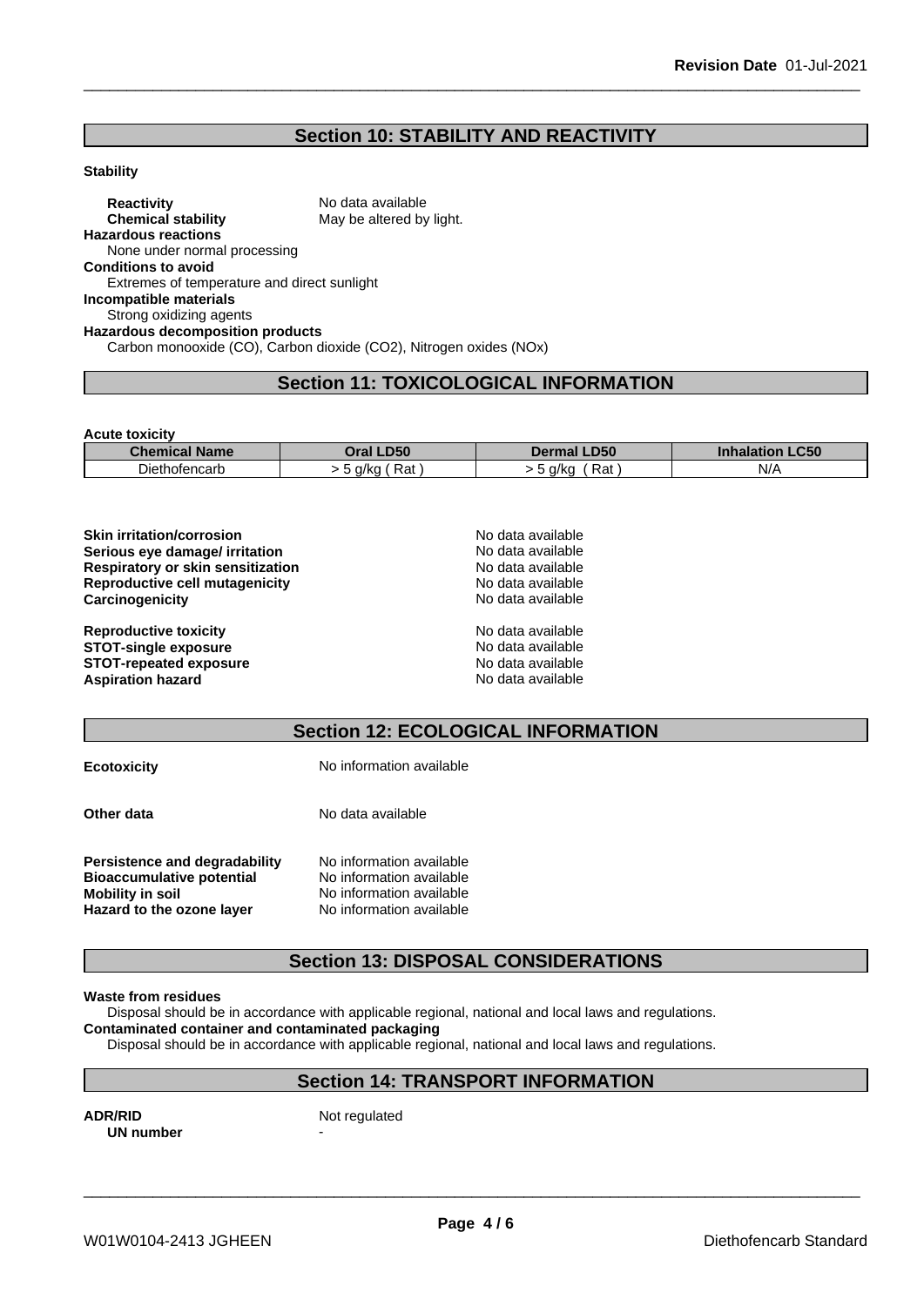## Section 10: STABILITY AND REACTIVITY

**Stability**

**Reactivity** No data available
**Chemical stability** May be altered by light.

**Hazardous reactions**
None under normal processing

**Conditions to avoid**
Extremes of temperature and direct sunlight

**Incompatible materials**
Strong oxidizing agents

**Hazardous decomposition products**
Carbon monooxide (CO), Carbon dioxide ($CO_2$), Nitrogen oxides (NOx)

## Section 11: TOXICOLOGICAL INFORMATION

**Acute toxicity**

| Chemical Name | Oral LD50 | Dermal LD50 | Inhalation LC50 |
| --- | --- | --- | --- |
| Diethofencarb | > 5 g/kg ( Rat ) | > 5 g/kg ( Rat ) | N/A |

**Skin irritation/corrosion** No data available
**Serious eye damage/ irritation** No data available
**Respiratory or skin sensitization** No data available
**Reproductive cell mutagenicity** No data available
**Carcinogenicity** No data available

**Reproductive toxicity** No data available
**STOT-single exposure** No data available
**STOT-repeated exposure** No data available
**Aspiration hazard** No data available

## Section 12: ECOLOGICAL INFORMATION

**Ecotoxicity** No information available

**Other data** No data available

**Persistence and degradability** No information available
**Bioaccumulative potential** No information available
**Mobility in soil** No information available
**Hazard to the ozone layer** No information available

## Section 13: DISPOSAL CONSIDERATIONS

**Waste from residues**
Disposal should be in accordance with applicable regional, national and local laws and regulations.

**Contaminated container and contaminated packaging**
Disposal should be in accordance with applicable regional, national and local laws and regulations.

## Section 14: TRANSPORT INFORMATION

**ADR/RID** Not regulated
**UN number** -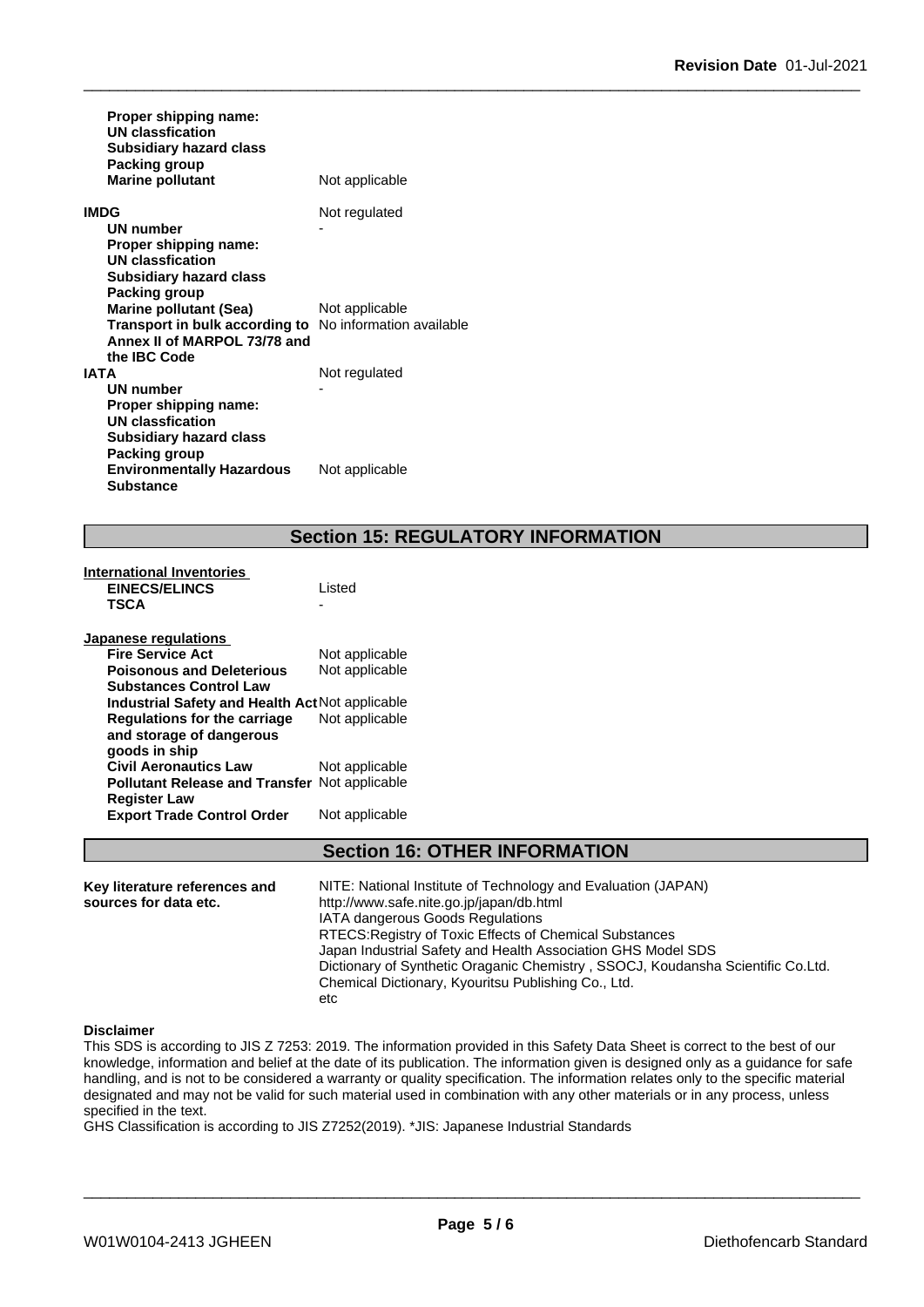| | |
|---|---|
| **Proper shipping name:** | |
| **UN classfication** | |
| **Subsidiary hazard class** | |
| **Packing group** | |
| **Marine pollutant** | Not applicable |

| | |
|---|---|
| **IMDG** | Not regulated |
| **UN number** | - |
| **Proper shipping name:** | |
| **UN classfication** | |
| **Subsidiary hazard class** | |
| **Packing group** | |
| **Marine pollutant (Sea)** | Not applicable |
| **Transport in bulk according to Annex II of MARPOL 73/78 and the IBC Code** | No information available |
| **IATA** | Not regulated |
| **UN number** | - |
| **Proper shipping name:** | |
| **UN classfication** | |
| **Subsidiary hazard class** | |
| **Packing group** | |
| **Environmentally Hazardous Substance** | Not applicable |

## Section 15: REGULATORY INFORMATION

**International Inventories**

| | |
|---|---|
| **EINECS/ELINCS** | Listed |
| **TSCA** | - |

**Japanese regulations**

| | |
|---|---|
| **Fire Service Act** | Not applicable |
| **Poisonous and Deleterious Substances Control Law** | Not applicable |
| **Industrial Safety and Health Act** | Not applicable |
| **Regulations for the carriage and storage of dangerous goods in ship** | Not applicable |
| **Civil Aeronautics Law** | Not applicable |
| **Pollutant Release and Transfer Register Law** | Not applicable |
| **Export Trade Control Order** | Not applicable |

## Section 16: OTHER INFORMATION

**Key literature references and sources for data etc.**

NITE: National Institute of Technology and Evaluation (JAPAN)
http://www.safe.nite.go.jp/japan/db.html
IATA dangerous Goods Regulations
RTECS:Registry of Toxic Effects of Chemical Substances
Japan Industrial Safety and Health Association GHS Model SDS
Dictionary of Synthetic Oraganic Chemistry , SSOCJ, Koudansha Scientific Co.Ltd.
Chemical Dictionary, Kyouritsu Publishing Co., Ltd.
etc

**Disclaimer**

This SDS is according to JIS Z 7253: 2019. The information provided in this Safety Data Sheet is correct to the best of our knowledge, information and belief at the date of its publication. The information given is designed only as a guidance for safe handling, and is not to be considered a warranty or quality specification. The information relates only to the specific material designated and may not be valid for such material used in combination with any other materials or in any process, unless specified in the text.
GHS Classification is according to JIS Z7252(2019). *JIS: Japanese Industrial Standards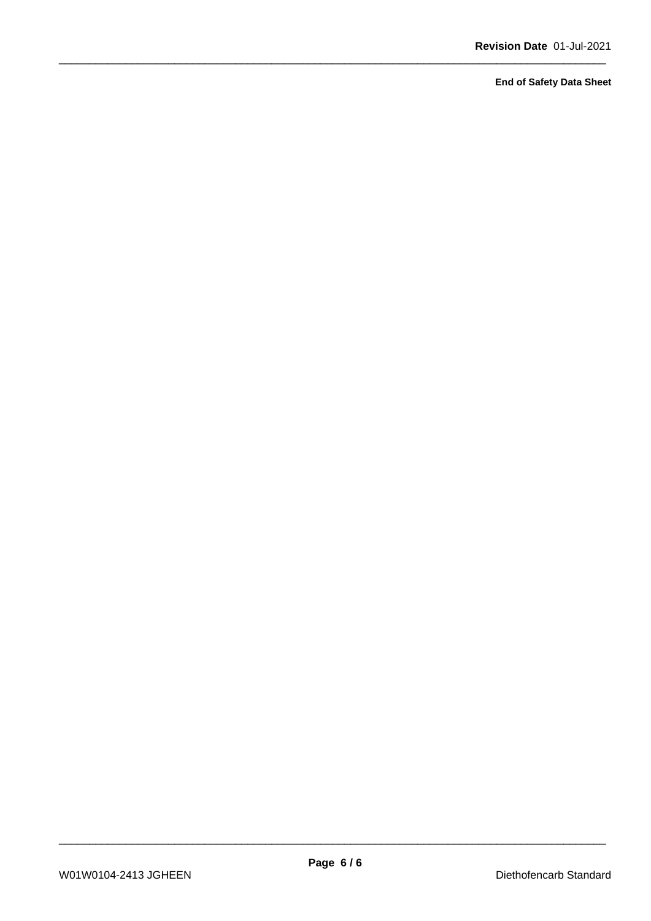**End of Safety Data Sheet**